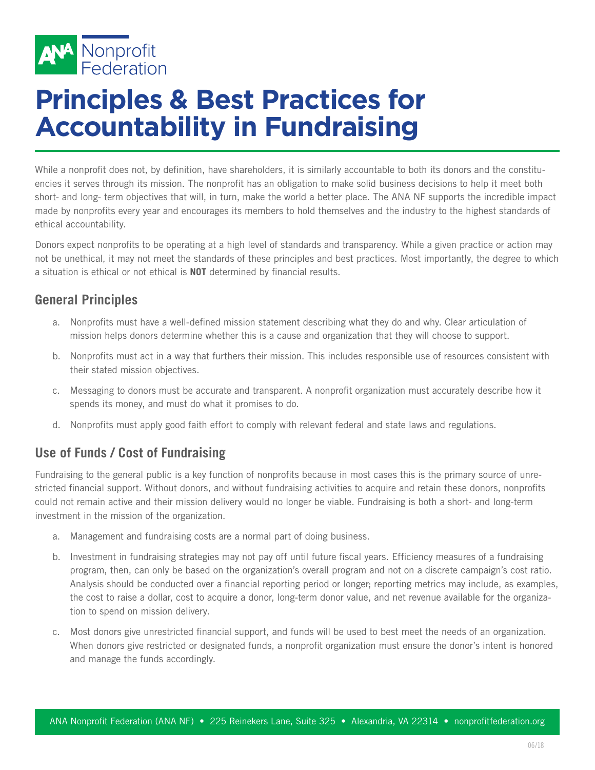ANA Nonprofit Federation

# Principles & Best Practices for Accountability in Fundraising

While a nonprofit does not, by definition, have shareholders, it is similarly accountable to both its donors and the constituencies it serves through its mission. The nonprofit has an obligation to make solid business decisions to help it meet both short- and long- term objectives that will, in turn, make the world a better place. The ANA NF supports the incredible impact made by nonprofits every year and encourages its members to hold themselves and the industry to the highest standards of ethical accountability.

Donors expect nonprofits to be operating at a high level of standards and transparency. While a given practice or action may not be unethical, it may not meet the standards of these principles and best practices. Most importantly, the degree to which a situation is ethical or not ethical is **NOT** determined by financial results.

## General Principles

a. Nonprofits must have a well-defined mission statement describing what they do and why. Clear articulation of mission helps donors determine whether this is a cause and organization that they will choose to support.

b. Nonprofits must act in a way that furthers their mission. This includes responsible use of resources consistent with their stated mission objectives.

c. Messaging to donors must be accurate and transparent. A nonprofit organization must accurately describe how it spends its money, and must do what it promises to do.

d. Nonprofits must apply good faith effort to comply with relevant federal and state laws and regulations.

## Use of Funds / Cost of Fundraising

Fundraising to the general public is a key function of nonprofits because in most cases this is the primary source of unrestricted financial support. Without donors, and without fundraising activities to acquire and retain these donors, nonprofits could not remain active and their mission delivery would no longer be viable. Fundraising is both a short- and long-term investment in the mission of the organization.

a. Management and fundraising costs are a normal part of doing business.

b. Investment in fundraising strategies may not pay off until future fiscal years. Efficiency measures of a fundraising program, then, can only be based on the organization's overall program and not on a discrete campaign's cost ratio. Analysis should be conducted over a financial reporting period or longer; reporting metrics may include, as examples, the cost to raise a dollar, cost to acquire a donor, long-term donor value, and net revenue available for the organization to spend on mission delivery.

c. Most donors give unrestricted financial support, and funds will be used to best meet the needs of an organization. When donors give restricted or designated funds, a nonprofit organization must ensure the donor's intent is honored and manage the funds accordingly.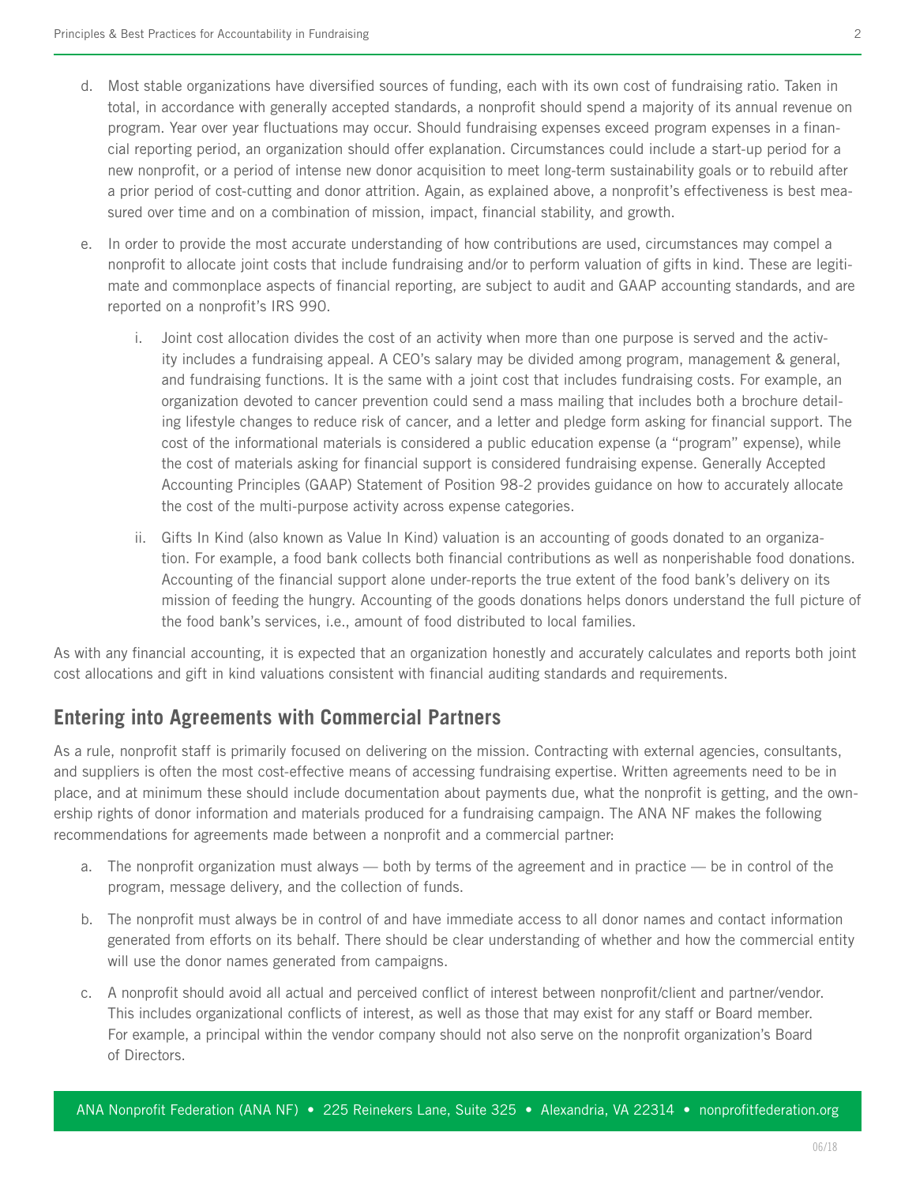d. Most stable organizations have diversified sources of funding, each with its own cost of fundraising ratio. Taken in total, in accordance with generally accepted standards, a nonprofit should spend a majority of its annual revenue on program. Year over year fluctuations may occur. Should fundraising expenses exceed program expenses in a financial reporting period, an organization should offer explanation. Circumstances could include a start-up period for a new nonprofit, or a period of intense new donor acquisition to meet long-term sustainability goals or to rebuild after a prior period of cost-cutting and donor attrition. Again, as explained above, a nonprofit's effectiveness is best measured over time and on a combination of mission, impact, financial stability, and growth.

e. In order to provide the most accurate understanding of how contributions are used, circumstances may compel a nonprofit to allocate joint costs that include fundraising and/or to perform valuation of gifts in kind. These are legitimate and commonplace aspects of financial reporting, are subject to audit and GAAP accounting standards, and are reported on a nonprofit's IRS 990.

   i. Joint cost allocation divides the cost of an activity when more than one purpose is served and the activity includes a fundraising appeal. A CEO's salary may be divided among program, management & general, and fundraising functions. It is the same with a joint cost that includes fundraising costs. For example, an organization devoted to cancer prevention could send a mass mailing that includes both a brochure detailing lifestyle changes to reduce risk of cancer, and a letter and pledge form asking for financial support. The cost of the informational materials is considered a public education expense (a "program" expense), while the cost of materials asking for financial support is considered fundraising expense. Generally Accepted Accounting Principles (GAAP) Statement of Position 98-2 provides guidance on how to accurately allocate the cost of the multi-purpose activity across expense categories.

   ii. Gifts In Kind (also known as Value In Kind) valuation is an accounting of goods donated to an organization. For example, a food bank collects both financial contributions as well as nonperishable food donations. Accounting of the financial support alone under-reports the true extent of the food bank's delivery on its mission of feeding the hungry. Accounting of the goods donations helps donors understand the full picture of the food bank's services, i.e., amount of food distributed to local families.

As with any financial accounting, it is expected that an organization honestly and accurately calculates and reports both joint cost allocations and gift in kind valuations consistent with financial auditing standards and requirements.

## Entering into Agreements with Commercial Partners

As a rule, nonprofit staff is primarily focused on delivering on the mission. Contracting with external agencies, consultants, and suppliers is often the most cost-effective means of accessing fundraising expertise. Written agreements need to be in place, and at minimum these should include documentation about payments due, what the nonprofit is getting, and the ownership rights of donor information and materials produced for a fundraising campaign. The ANA NF makes the following recommendations for agreements made between a nonprofit and a commercial partner:

a. The nonprofit organization must always — both by terms of the agreement and in practice — be in control of the program, message delivery, and the collection of funds.

b. The nonprofit must always be in control of and have immediate access to all donor names and contact information generated from efforts on its behalf. There should be clear understanding of whether and how the commercial entity will use the donor names generated from campaigns.

c. A nonprofit should avoid all actual and perceived conflict of interest between nonprofit/client and partner/vendor. This includes organizational conflicts of interest, as well as those that may exist for any staff or Board member. For example, a principal within the vendor company should not also serve on the nonprofit organization's Board of Directors.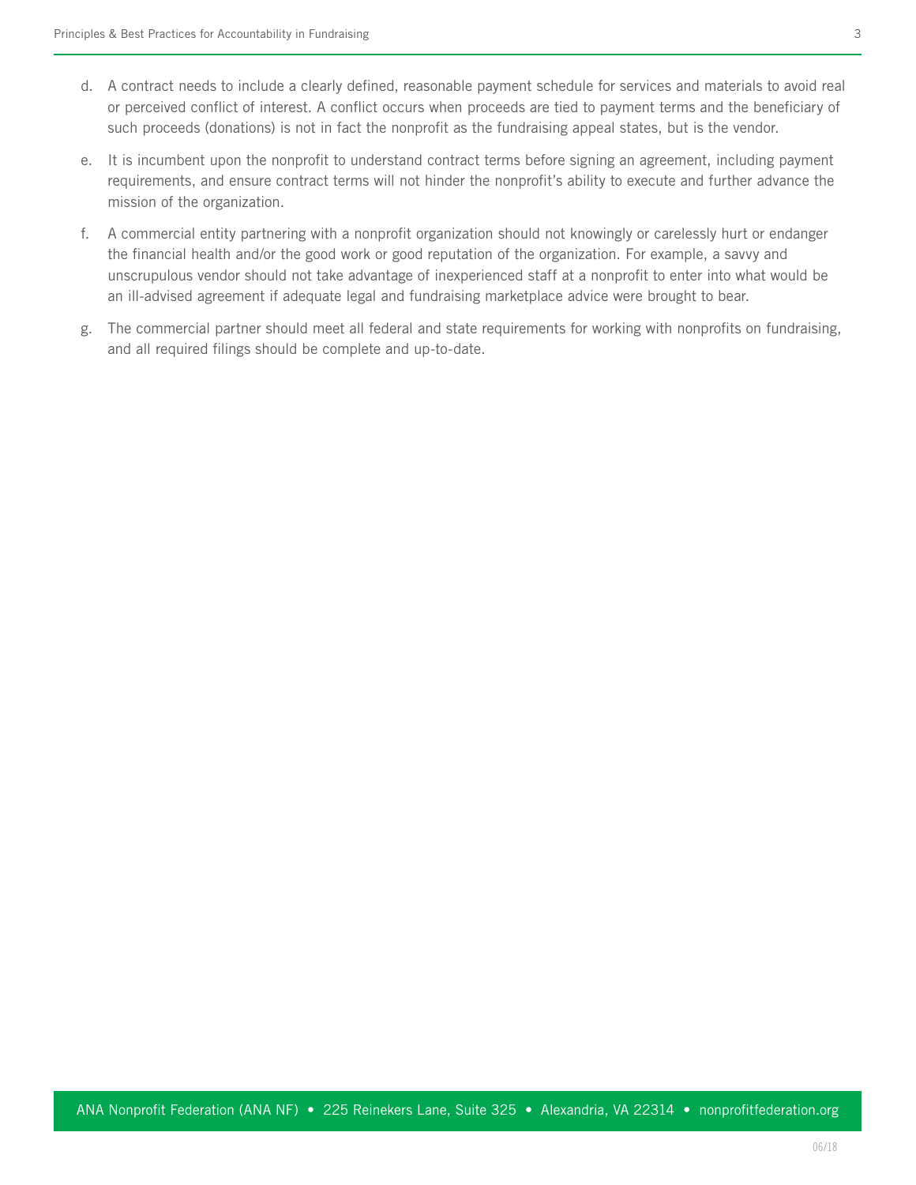d. A contract needs to include a clearly defined, reasonable payment schedule for services and materials to avoid real or perceived conflict of interest. A conflict occurs when proceeds are tied to payment terms and the beneficiary of such proceeds (donations) is not in fact the nonprofit as the fundraising appeal states, but is the vendor.

e. It is incumbent upon the nonprofit to understand contract terms before signing an agreement, including payment requirements, and ensure contract terms will not hinder the nonprofit's ability to execute and further advance the mission of the organization.

f. A commercial entity partnering with a nonprofit organization should not knowingly or carelessly hurt or endanger the financial health and/or the good work or good reputation of the organization. For example, a savvy and unscrupulous vendor should not take advantage of inexperienced staff at a nonprofit to enter into what would be an ill-advised agreement if adequate legal and fundraising marketplace advice were brought to bear.

g. The commercial partner should meet all federal and state requirements for working with nonprofits on fundraising, and all required filings should be complete and up-to-date.